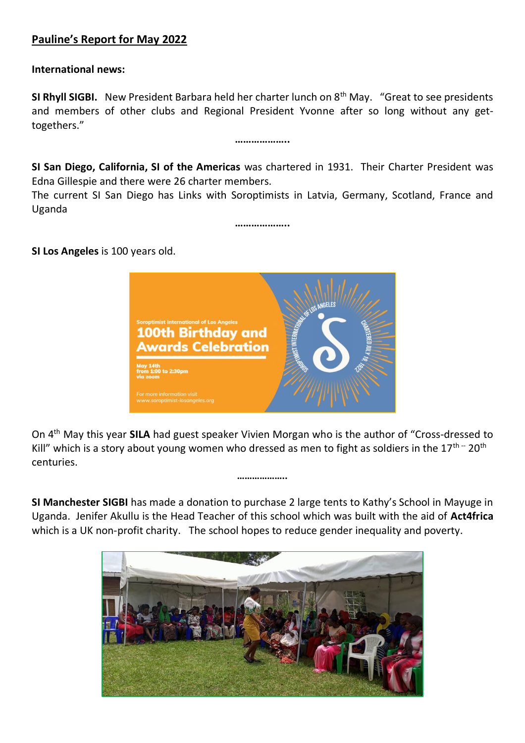## Pauline's Report for May 2022

**International news:**

**SI Rhyll SIGBI.** New President Barbara held her charter lunch on 8th May. "Great to see presidents and members of other clubs and Regional President Yvonne after so long without any get-togethers."

………………..

**SI San Diego, California, SI of the Americas** was chartered in 1931. Their Charter President was Edna Gillespie and there were 26 charter members.
The current SI San Diego has Links with Soroptimists in Latvia, Germany, Scotland, France and Uganda

………………..

**SI Los Angeles** is 100 years old.

On 4th May this year **SILA** had guest speaker Vivien Morgan who is the author of "Cross-dressed to Kill" which is a story about young women who dressed as men to fight as soldiers in the 17th – 20th centuries.

………………..

**SI Manchester SIGBI** has made a donation to purchase 2 large tents to Kathy's School in Mayuge in Uganda. Jenifer Akullu is the Head Teacher of this school which was built with the aid of **Act4frica** which is a UK non-profit charity. The school hopes to reduce gender inequality and poverty.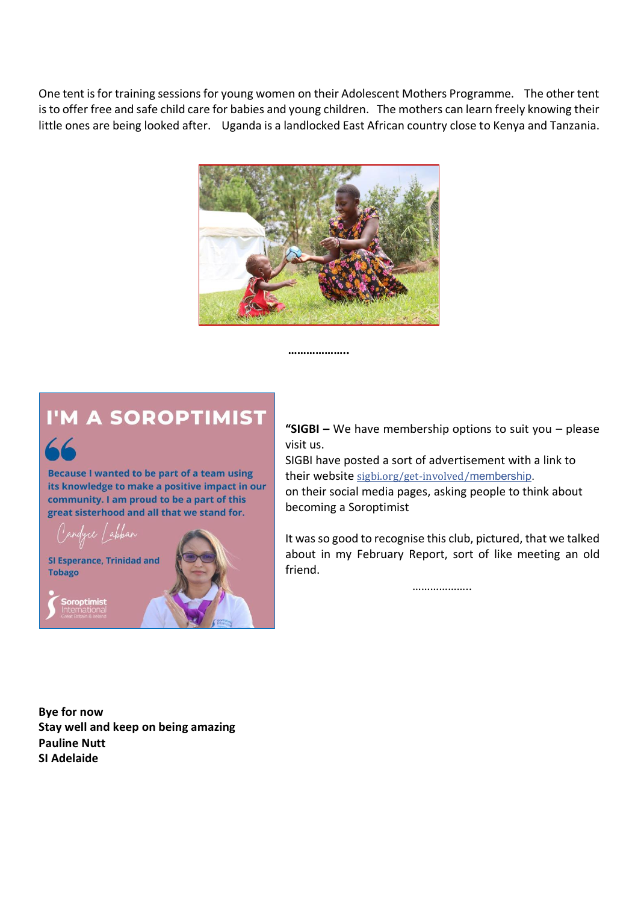One tent is for training sessions for young women on their Adolescent Mothers Programme. The other tent is to offer free and safe child care for babies and young children. The mothers can learn freely knowing their little ones are being looked after. Uganda is a landlocked East African country close to Kenya and Tanzania.

………………..

I'M A SOROPTIMIST

Because I wanted to be part of a team using its knowledge to make a positive impact in our community. I am proud to be a part of this great sisterhood and all that we stand for.

Candyce Labban

SI Esperance, Trinidad and Tobago

Soroptimist International Great Britain & Ireland

**"SIGBI –** We have membership options to suit you – please visit us.
SIGBI have posted a sort of advertisement with a link to their website sigbi.org/get-involved/membership.
on their social media pages, asking people to think about becoming a Soroptimist

It was so good to recognise this club, pictured, that we talked about in my February Report, sort of like meeting an old friend.

………………..

**Bye for now**
**Stay well and keep on being amazing**
**Pauline Nutt**
**SI Adelaide**